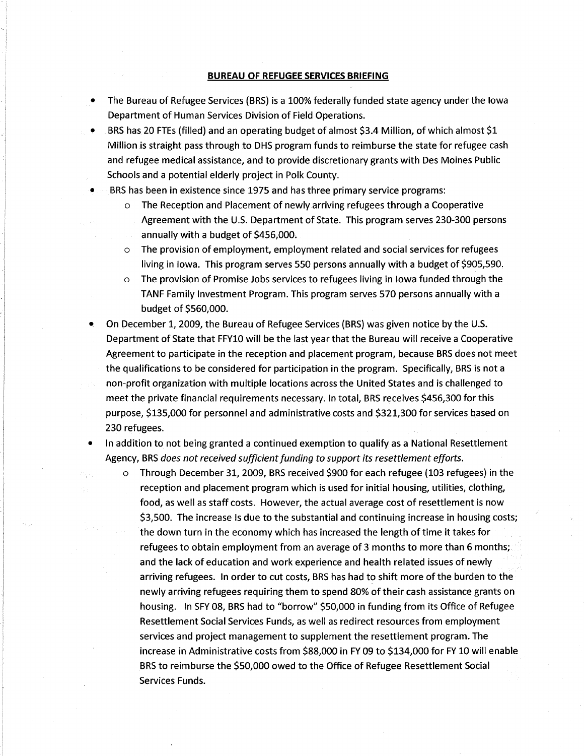# BUREAU OF REFUGEE SERVICES BRIEFING

- The Bureau of Refugee Services (BRS) is a 100% federally funded state agency under the Iowa Department of Human Services Division of Field Operations.
- BRS has 20 FTEs (filled) and an operating budget of almost $3.4 Million, of which almost $1 Million is straight pass through to DHS program funds to reimburse the state for refugee cash and refugee medical assistance, and to provide discretionary grants with Des Moines Public Schools and a potential elderly project in Polk County.
- BRS has been in existence since 1975 and has three primary service programs:
  - The Reception and Placement of newly arriving refugees through a Cooperative Agreement with the U.S. Department of State. This program serves 230-300 persons annually with a budget of $456,000.
  - The provision of employment, employment related and social services for refugees living in Iowa. This program serves 550 persons annually with a budget of $905,590.
  - The provision of Promise Jobs services to refugees living in Iowa funded through the TANF Family Investment Program. This program serves 570 persons annually with a budget of $560,000.
- On December 1, 2009, the Bureau of Refugee Services (BRS) was given notice by the U.S. Department of State that FFY10 will be the last year that the Bureau will receive a Cooperative Agreement to participate in the reception and placement program, because BRS does not meet the qualifications to be considered for participation in the program. Specifically, BRS is not a non-profit organization with multiple locations across the United States and is challenged to meet the private financial requirements necessary. In total, BRS receives $456,300 for this purpose, $135,000 for personnel and administrative costs and $321,300 for services based on 230 refugees.
- In addition to not being granted a continued exemption to qualify as a National Resettlement Agency, BRS *does not received sufficient funding to support its resettlement efforts.*
  - Through December 31, 2009, BRS received $900 for each refugee (103 refugees) in the reception and placement program which is used for initial housing, utilities, clothing, food, as well as staff costs. However, the actual average cost of resettlement is now $3,500. The increase Is due to the substantial and continuing increase in housing costs; the down turn in the economy which has increased the length of time it takes for refugees to obtain employment from an average of 3 months to more than 6 months; and the lack of education and work experience and health related issues of newly arriving refugees. In order to cut costs, BRS has had to shift more of the burden to the newly arriving refugees requiring them to spend 80% of their cash assistance grants on housing. In SFY 08, BRS had to "borrow" $50,000 in funding from its Office of Refugee Resettlement Social Services Funds, as well as redirect resources from employment services and project management to supplement the resettlement program. The increase in Administrative costs from $88,000 in FY 09 to $134,000 for FY 10 will enable BRS to reimburse the $50,000 owed to the Office of Refugee Resettlement Social Services Funds.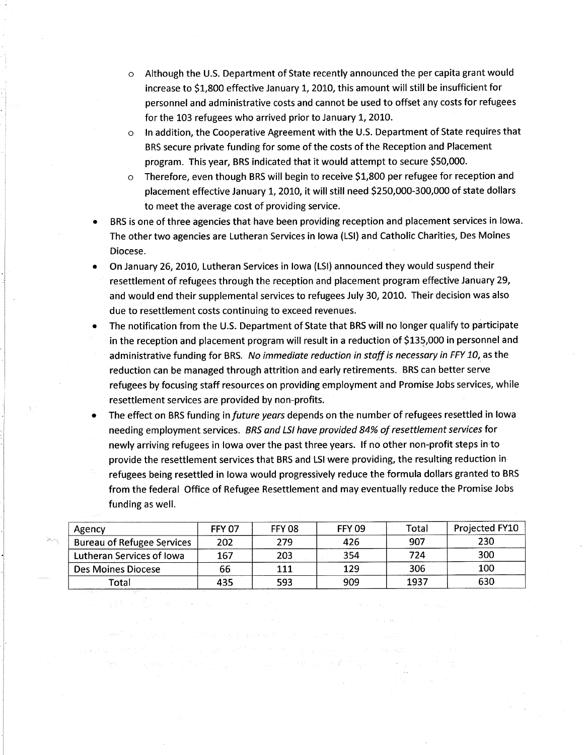- Although the U.S. Department of State recently announced the per capita grant would increase to $1,800 effective January 1, 2010, this amount will still be insufficient for personnel and administrative costs and cannot be used to offset any costs for refugees for the 103 refugees who arrived prior to January 1, 2010.
    - In addition, the Cooperative Agreement with the U.S. Department of State requires that BRS secure private funding for some of the costs of the Reception and Placement program. This year, BRS indicated that it would attempt to secure $50,000.
    - Therefore, even though BRS will begin to receive $1,800 per refugee for reception and placement effective January 1, 2010, it will still need $250,000-300,000 of state dollars to meet the average cost of providing service.
- BRS is one of three agencies that have been providing reception and placement services in Iowa. The other two agencies are Lutheran Services in Iowa (LSI) and Catholic Charities, Des Moines Diocese.
- On January 26, 2010, Lutheran Services in Iowa (LSI) announced they would suspend their resettlement of refugees through the reception and placement program effective January 29, and would end their supplemental services to refugees July 30, 2010. Their decision was also due to resettlement costs continuing to exceed revenues.
- The notification from the U.S. Department of State that BRS will no longer qualify to participate in the reception and placement program will result in a reduction of $135,000 in personnel and administrative funding for BRS. *No immediate reduction in staff is necessary in FFY 10*, as the reduction can be managed through attrition and early retirements. BRS can better serve refugees by focusing staff resources on providing employment and Promise Jobs services, while resettlement services are provided by non-profits.
- The effect on BRS funding in *future years* depends on the number of refugees resettled in Iowa needing employment services. *BRS and LSI have provided 84% of resettlement services* for newly arriving refugees in Iowa over the past three years. If no other non-profit steps in to provide the resettlement services that BRS and LSI were providing, the resulting reduction in refugees being resettled in Iowa would progressively reduce the formula dollars granted to BRS from the federal Office of Refugee Resettlement and may eventually reduce the Promise Jobs funding as well.

| Agency | FFY 07 | FFY 08 | FFY 09 | Total | Projected FY10 |
|---|---|---|---|---|---|
| Bureau of Refugee Services | 202 | 279 | 426 | 907 | 230 |
| Lutheran Services of Iowa | 167 | 203 | 354 | 724 | 300 |
| Des Moines Diocese | 66 | 111 | 129 | 306 | 100 |
| Total | 435 | 593 | 909 | 1937 | 630 |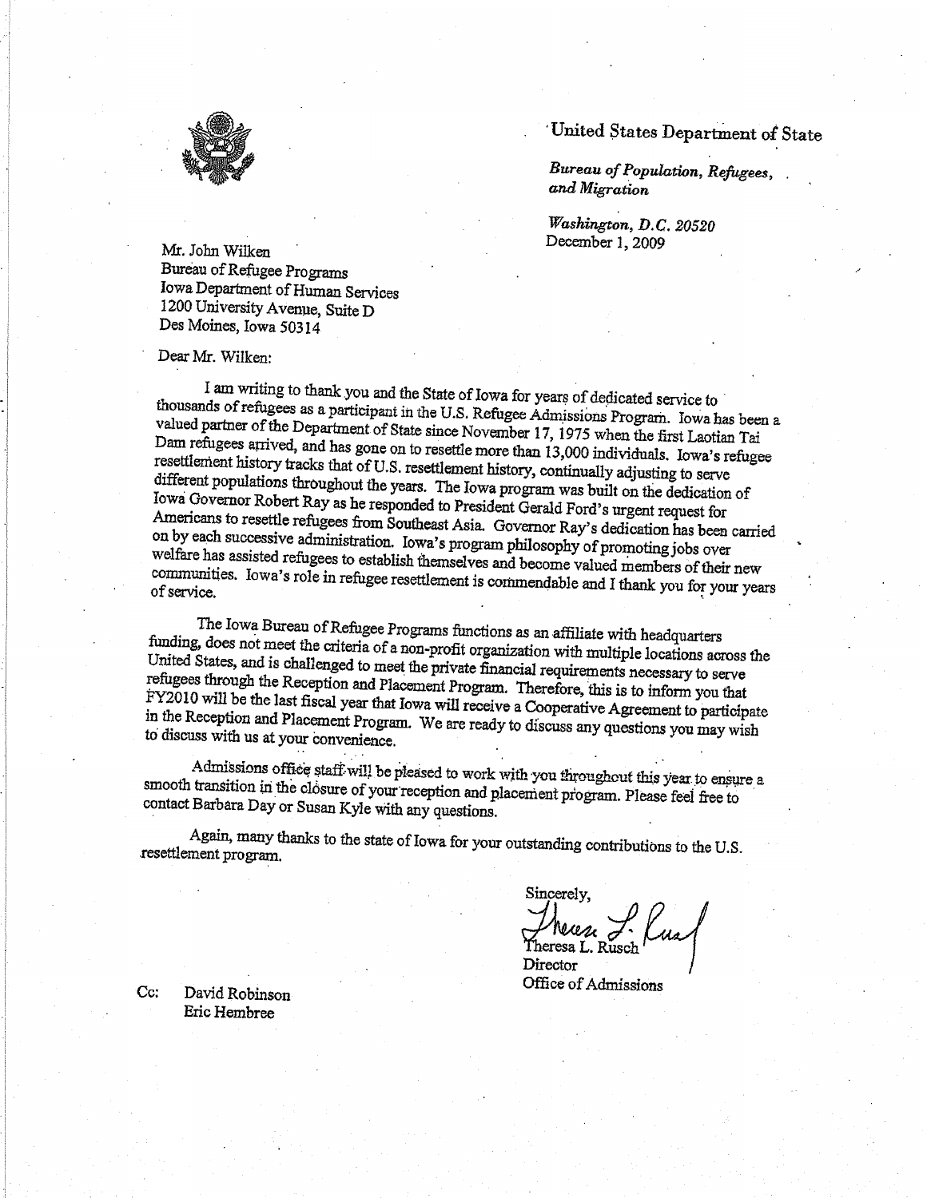United States Department of State

*Bureau of Population, Refugees, and Migration*

*Washington, D.C. 20520*
December 1, 2009

Mr. John Wilken
Bureau of Refugee Programs
Iowa Department of Human Services
1200 University Avenue, Suite D
Des Moines, Iowa 50314

Dear Mr. Wilken:

I am writing to thank you and the State of Iowa for years of dedicated service to thousands of refugees as a participant in the U.S. Refugee Admissions Program. Iowa has been a valued partner of the Department of State since November 17, 1975 when the first Laotian Tai Dam refugees arrived, and has gone on to resettle more than 13,000 individuals. Iowa's refugee resettlement history tracks that of U.S. resettlement history, continually adjusting to serve different populations throughout the years. The Iowa program was built on the dedication of Iowa Governor Robert Ray as he responded to President Gerald Ford's urgent request for Americans to resettle refugees from Southeast Asia. Governor Ray's dedication has been carried on by each successive administration. Iowa's program philosophy of promoting jobs over welfare has assisted refugees to establish themselves and become valued members of their new communities. Iowa's role in refugee resettlement is commendable and I thank you for your years of service.

The Iowa Bureau of Refugee Programs functions as an affiliate with headquarters funding, does not meet the criteria of a non-profit organization with multiple locations across the United States, and is challenged to meet the private financial requirements necessary to serve refugees through the Reception and Placement Program. Therefore, this is to inform you that FY2010 will be the last fiscal year that Iowa will receive a Cooperative Agreement to participate in the Reception and Placement Program. We are ready to discuss any questions you may wish to discuss with us at your convenience.

Admissions office staff will be pleased to work with you throughout this year to ensure a smooth transition in the closure of your reception and placement program. Please feel free to contact Barbara Day or Susan Kyle with any questions.

Again, many thanks to the state of Iowa for your outstanding contributions to the U.S. resettlement program.

Sincerely,

Theresa L. Rusch
Director
Office of Admissions

Cc: David Robinson
Eric Hembree